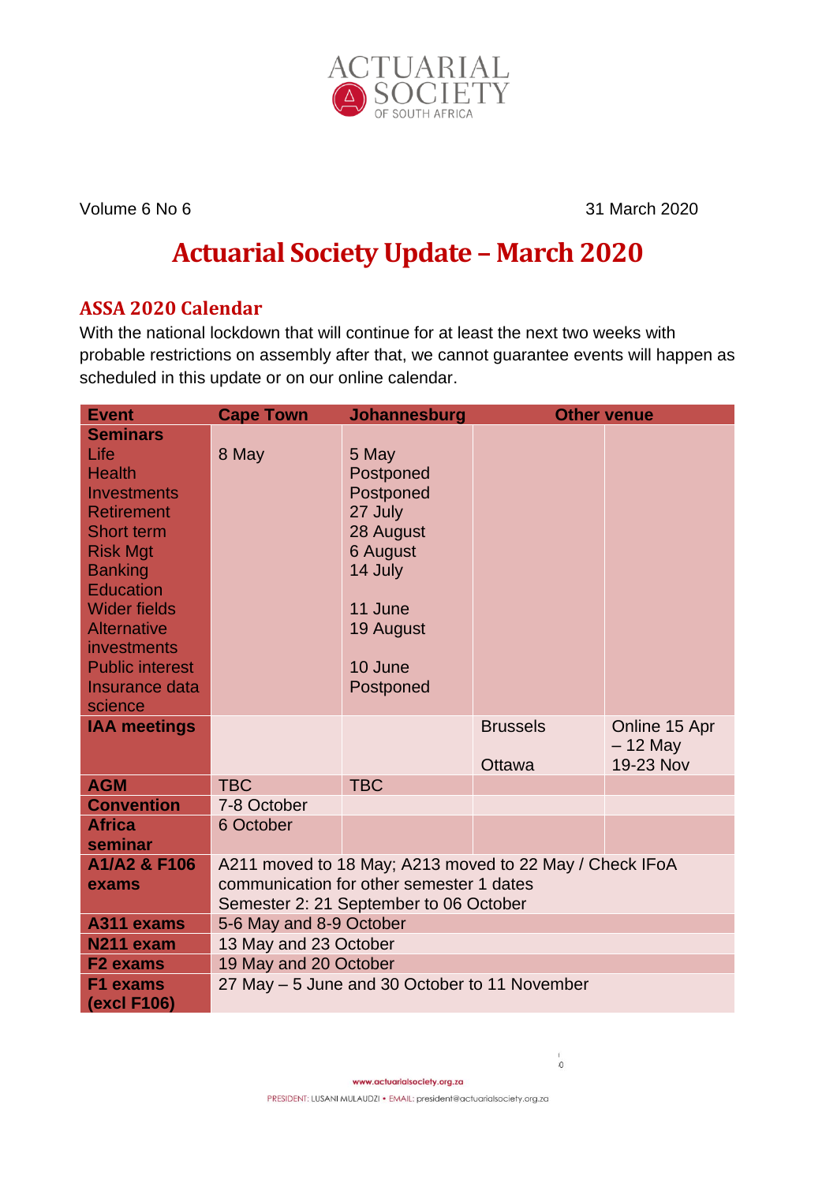Volume 6 No 6 31 March 2020

# Actuarial Society Update – March 2020

## ASSA 2020 Calendar

With the national lockdown that will continue for at least the next two weeks with probable restrictions on assembly after that, we cannot guarantee events will happen as scheduled in this update or on our online calendar.

| Event | Cape Town | Johannesburg | Other venue | |
|---|---|---|---|---|
| **Seminars** | | | | |
| Life | 8 May | 5 May | | |
| Health | | Postponed | | |
| Investments | | Postponed | | |
| Retirement | | 27 July | | |
| Short term | | 28 August | | |
| Risk Mgt | | 6 August | | |
| Banking | | 14 July | | |
| Education | | | | |
| Wider fields | | 11 June | | |
| Alternative investments | | 19 August | | |
| Public interest | | 10 June | | |
| Insurance data science | | Postponed | | |
| **IAA meetings** | | | Brussels | Online 15 Apr – 12 May |
| | | | Ottawa | 19-23 Nov |
| **AGM** | TBC | TBC | | |
| **Convention** | 7-8 October | | | |
| **Africa seminar** | 6 October | | | |
| **A1/A2 & F106 exams** | A211 moved to 18 May; A213 moved to 22 May / Check IFoA communication for other semester 1 dates<br>Semester 2: 21 September to 06 October | | | |
| **A311 exams** | 5-6 May and 8-9 October | | | |
| **N211 exam** | 13 May and 23 October | | | |
| **F2 exams** | 19 May and 20 October | | | |
| **F1 exams (excl F106)** | 27 May – 5 June and 30 October to 11 November | | | |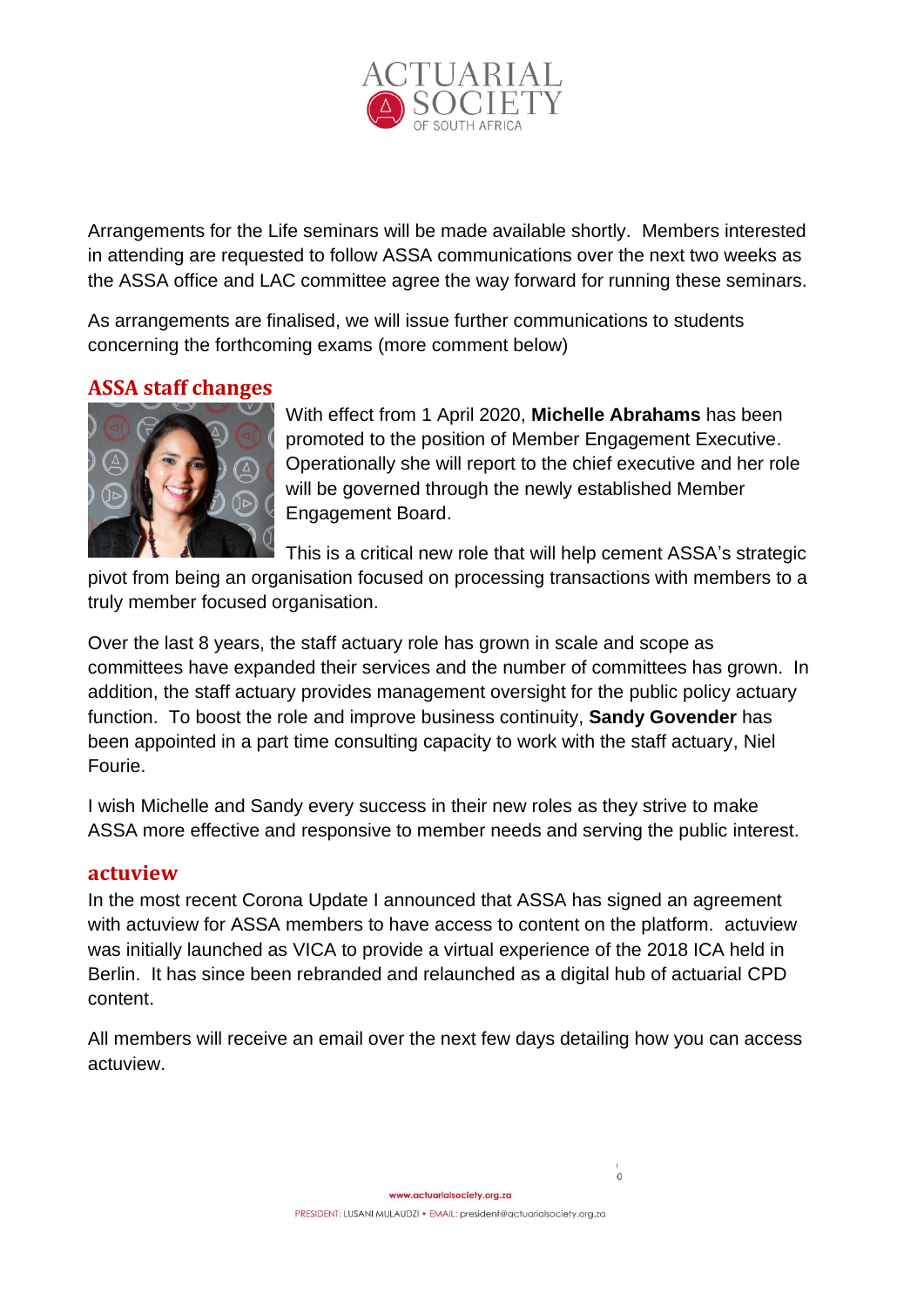Arrangements for the Life seminars will be made available shortly. Members interested in attending are requested to follow ASSA communications over the next two weeks as the ASSA office and LAC committee agree the way forward for running these seminars.

As arrangements are finalised, we will issue further communications to students concerning the forthcoming exams (more comment below)

## ASSA staff changes

With effect from 1 April 2020, **Michelle Abrahams** has been promoted to the position of Member Engagement Executive. Operationally she will report to the chief executive and her role will be governed through the newly established Member Engagement Board.

This is a critical new role that will help cement ASSA's strategic pivot from being an organisation focused on processing transactions with members to a truly member focused organisation.

Over the last 8 years, the staff actuary role has grown in scale and scope as committees have expanded their services and the number of committees has grown. In addition, the staff actuary provides management oversight for the public policy actuary function. To boost the role and improve business continuity, **Sandy Govender** has been appointed in a part time consulting capacity to work with the staff actuary, Niel Fourie.

I wish Michelle and Sandy every success in their new roles as they strive to make ASSA more effective and responsive to member needs and serving the public interest.

## actuview

In the most recent Corona Update I announced that ASSA has signed an agreement with actuview for ASSA members to have access to content on the platform. actuview was initially launched as VICA to provide a virtual experience of the 2018 ICA held in Berlin. It has since been rebranded and relaunched as a digital hub of actuarial CPD content.

All members will receive an email over the next few days detailing how you can access actuview.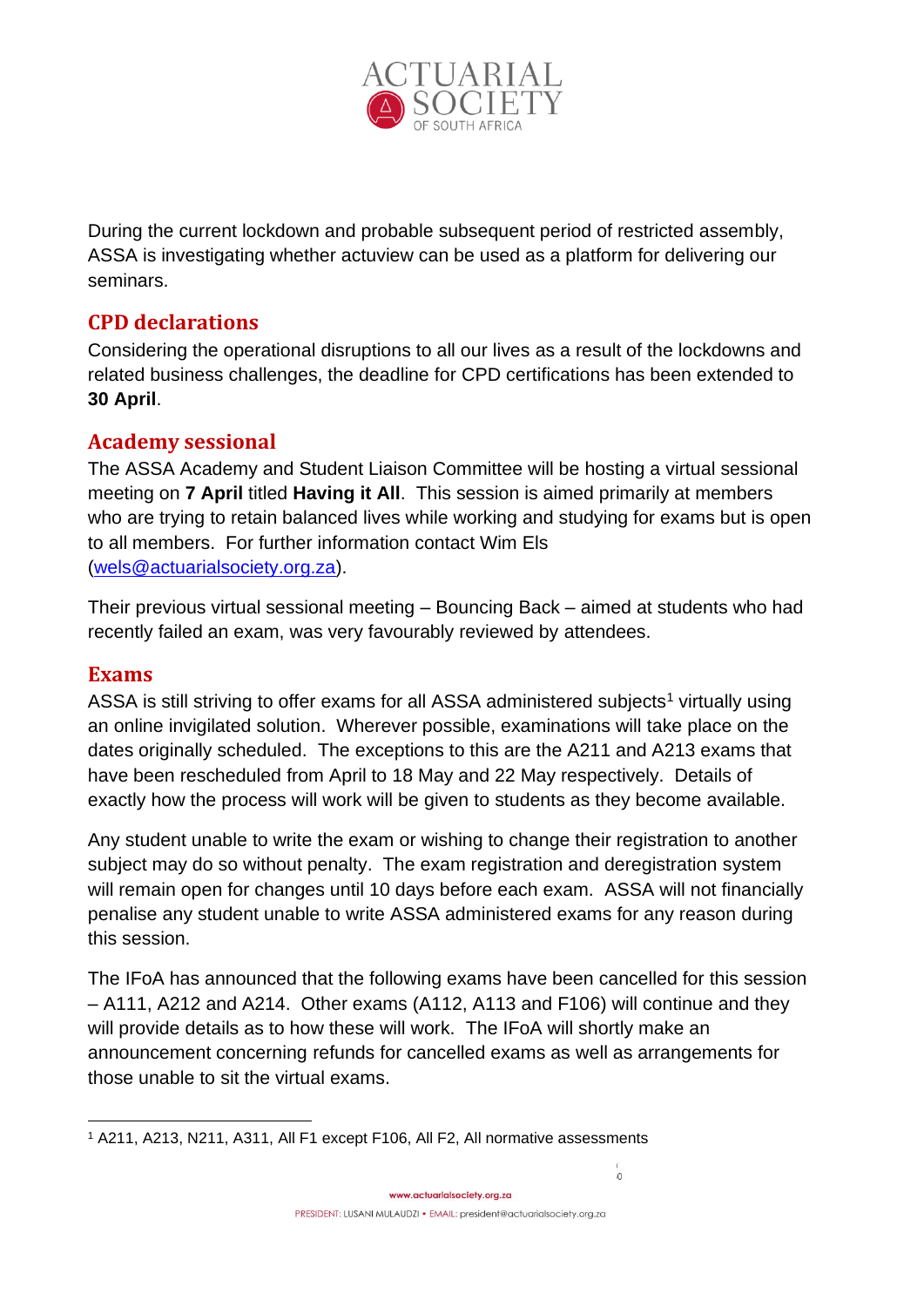During the current lockdown and probable subsequent period of restricted assembly, ASSA is investigating whether actuview can be used as a platform for delivering our seminars.

## CPD declarations

Considering the operational disruptions to all our lives as a result of the lockdowns and related business challenges, the deadline for CPD certifications has been extended to **30 April**.

## Academy sessional

The ASSA Academy and Student Liaison Committee will be hosting a virtual sessional meeting on **7 April** titled **Having it All**. This session is aimed primarily at members who are trying to retain balanced lives while working and studying for exams but is open to all members. For further information contact Wim Els (wels@actuarialsociety.org.za).

Their previous virtual sessional meeting – Bouncing Back – aimed at students who had recently failed an exam, was very favourably reviewed by attendees.

## Exams

ASSA is still striving to offer exams for all ASSA administered subjects[1] virtually using an online invigilated solution. Wherever possible, examinations will take place on the dates originally scheduled. The exceptions to this are the A211 and A213 exams that have been rescheduled from April to 18 May and 22 May respectively. Details of exactly how the process will work will be given to students as they become available.

Any student unable to write the exam or wishing to change their registration to another subject may do so without penalty. The exam registration and deregistration system will remain open for changes until 10 days before each exam. ASSA will not financially penalise any student unable to write ASSA administered exams for any reason during this session.

The IFoA has announced that the following exams have been cancelled for this session – A111, A212 and A214. Other exams (A112, A113 and F106) will continue and they will provide details as to how these will work. The IFoA will shortly make an announcement concerning refunds for cancelled exams as well as arrangements for those unable to sit the virtual exams.

---

[1] A211, A213, N211, A311, All F1 except F106, All F2, All normative assessments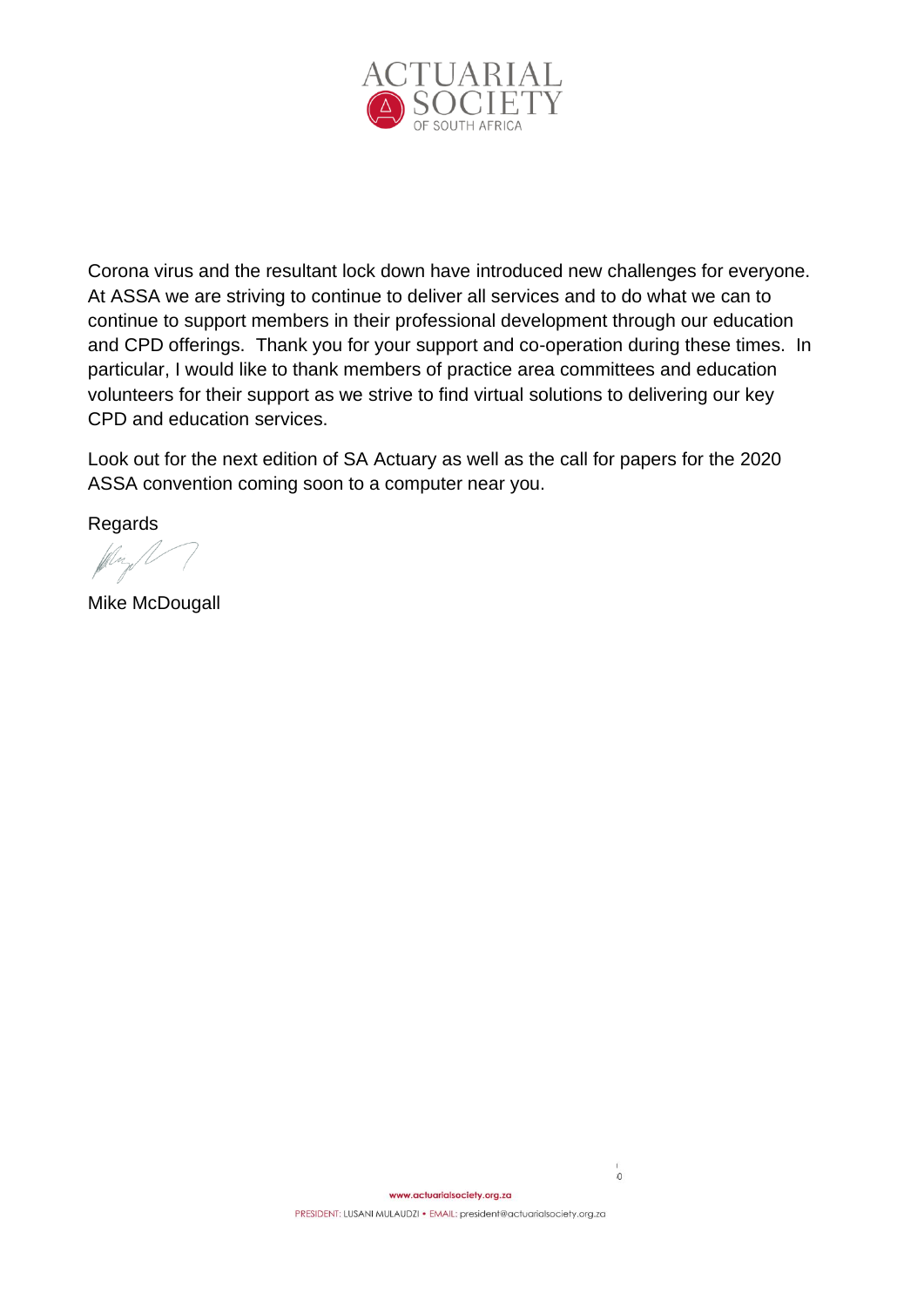Corona virus and the resultant lock down have introduced new challenges for everyone. At ASSA we are striving to continue to deliver all services and to do what we can to continue to support members in their professional development through our education and CPD offerings. Thank you for your support and co-operation during these times. In particular, I would like to thank members of practice area committees and education volunteers for their support as we strive to find virtual solutions to delivering our key CPD and education services.

Look out for the next edition of SA Actuary as well as the call for papers for the 2020 ASSA convention coming soon to a computer near you.

Regards

Mike McDougall